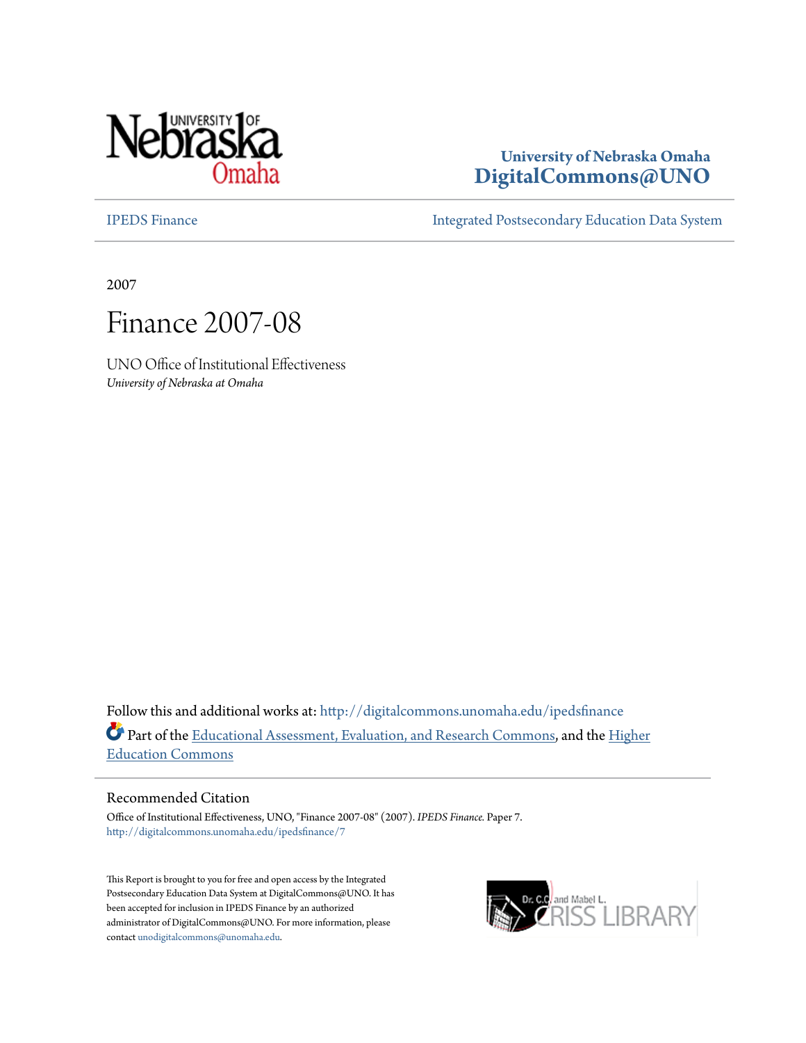University of Nebraska Omaha
**DigitalCommons@UNO**

IPEDS Finance | Integrated Postsecondary Education Data System

2007

# Finance 2007-08

UNO Office of Institutional Effectiveness
*University of Nebraska at Omaha*

Follow this and additional works at: http://digitalcommons.unomaha.edu/ipedsfinance

Part of the Educational Assessment, Evaluation, and Research Commons, and the Higher Education Commons

## Recommended Citation

Office of Institutional Effectiveness, UNO, "Finance 2007-08" (2007). *IPEDS Finance.* Paper 7.
http://digitalcommons.unomaha.edu/ipedsfinance/7

This Report is brought to you for free and open access by the Integrated Postsecondary Education Data System at DigitalCommons@UNO. It has been accepted for inclusion in IPEDS Finance by an authorized administrator of DigitalCommons@UNO. For more information, please contact unodigitalcommons@unomaha.edu.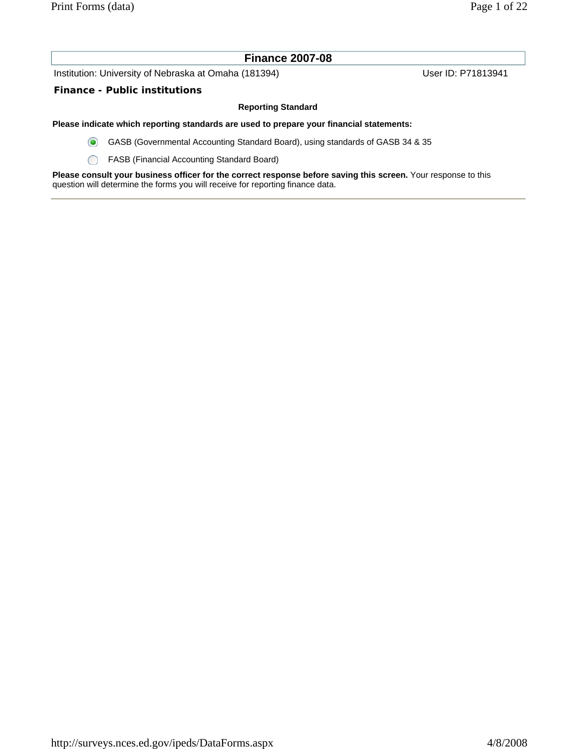# Finance 2007-08

Institution: University of Nebraska at Omaha (181394) User ID: P71813941

## Finance - Public institutions

### Reporting Standard

**Please indicate which reporting standards are used to prepare your financial statements:**

- (selected) GASB (Governmental Accounting Standard Board), using standards of GASB 34 & 35
- ( ) FASB (Financial Accounting Standard Board)

**Please consult your business officer for the correct response before saving this screen.** Your response to this question will determine the forms you will receive for reporting finance data.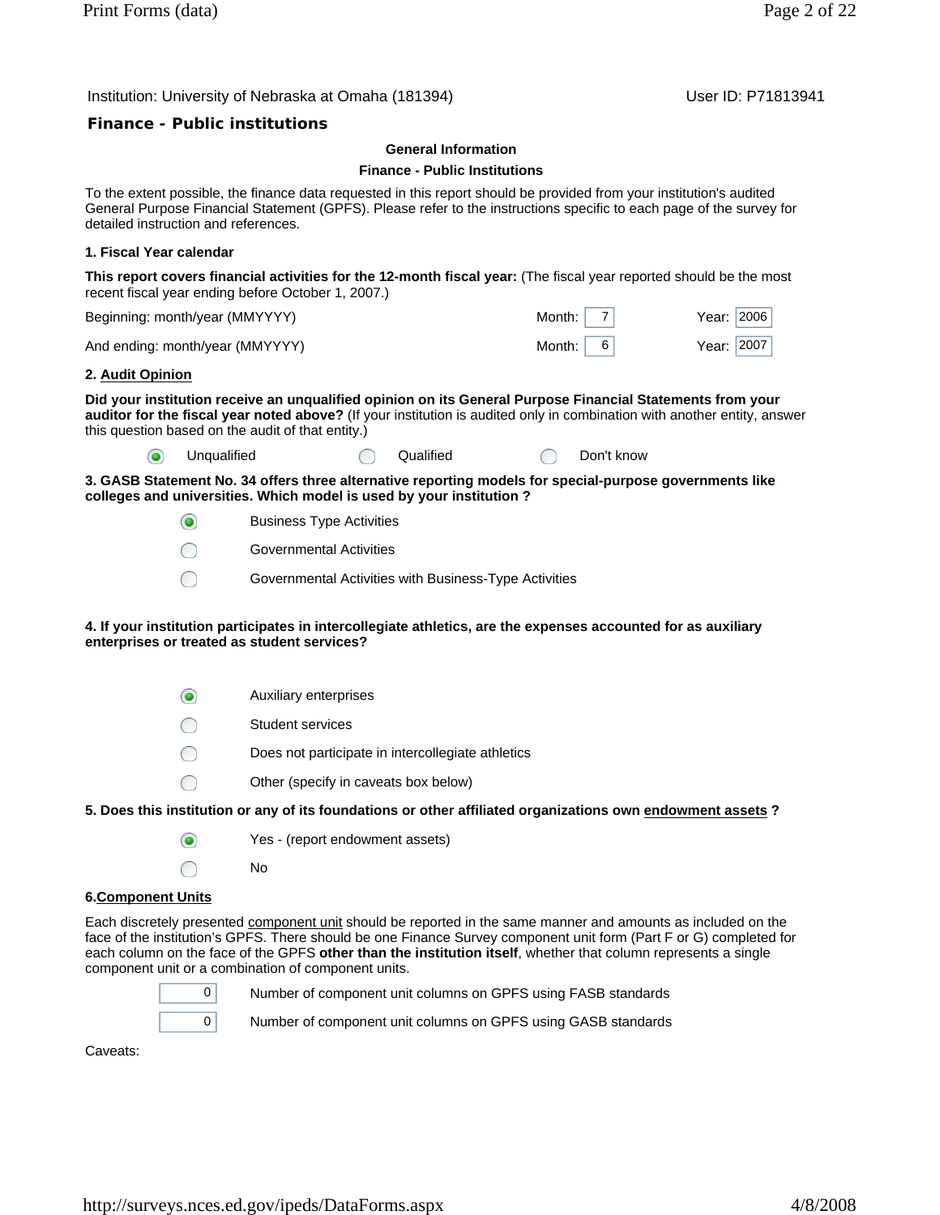Institution: University of Nebraska at Omaha (181394) User ID: P71813941

## Finance - Public institutions

**General Information**

**Finance - Public Institutions**

To the extent possible, the finance data requested in this report should be provided from your institution's audited General Purpose Financial Statement (GPFS). Please refer to the instructions specific to each page of the survey for detailed instruction and references.

**1. Fiscal Year calendar**

**This report covers financial activities for the 12-month fiscal year:** (The fiscal year reported should be the most recent fiscal year ending before October 1, 2007.)

| | | |
|---|---|---|
| Beginning: month/year (MMYYYY) | Month: 7 | Year: 2006 |
| And ending: month/year (MMYYYY) | Month: 6 | Year: 2007 |

**2. Audit Opinion**

**Did your institution receive an unqualified opinion on its General Purpose Financial Statements from your auditor for the fiscal year noted above?** (If your institution is audited only in combination with another entity, answer this question based on the audit of that entity.)

- (●) Unqualified
- ( ) Qualified
- ( ) Don't know

**3. GASB Statement No. 34 offers three alternative reporting models for special-purpose governments like colleges and universities. Which model is used by your institution ?**

- (●) Business Type Activities
- ( ) Governmental Activities
- ( ) Governmental Activities with Business-Type Activities

**4. If your institution participates in intercollegiate athletics, are the expenses accounted for as auxiliary enterprises or treated as student services?**

- (●) Auxiliary enterprises
- ( ) Student services
- ( ) Does not participate in intercollegiate athletics
- ( ) Other (specify in caveats box below)

**5. Does this institution or any of its foundations or other affiliated organizations own endowment assets ?**

- (●) Yes - (report endowment assets)
- ( ) No

**6. Component Units**

Each discretely presented component unit should be reported in the same manner and amounts as included on the face of the institution's GPFS. There should be one Finance Survey component unit form (Part F or G) completed for each column on the face of the GPFS **other than the institution itself**, whether that column represents a single component unit or a combination of component units.

| | |
|---|---|
| 0 | Number of component unit columns on GPFS using FASB standards |
| 0 | Number of component unit columns on GPFS using GASB standards |

Caveats: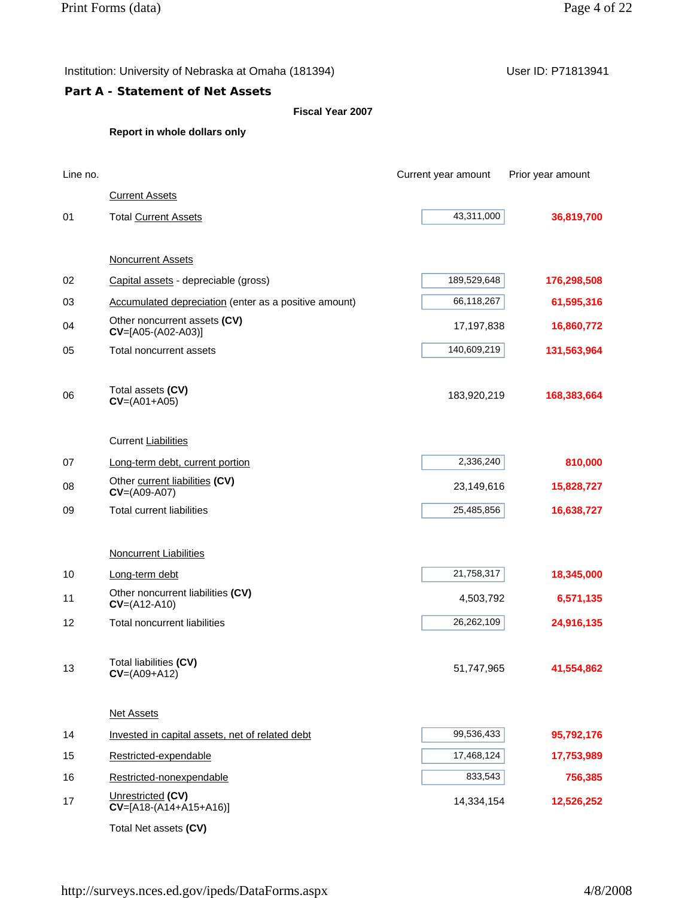Institution: University of Nebraska at Omaha (181394)　　　User ID: P71813941

## Part A - Statement of Net Assets

**Fiscal Year 2007**

**Report in whole dollars only**

| Line no. | | Current year amount | Prior year amount |
|---|---|---|---|
| | Current Assets | | |
| 01 | Total Current Assets | 43,311,000 | 36,819,700 |
| | Noncurrent Assets | | |
| 02 | Capital assets - depreciable (gross) | 189,529,648 | 176,298,508 |
| 03 | Accumulated depreciation (enter as a positive amount) | 66,118,267 | 61,595,316 |
| 04 | Other noncurrent assets **(CV)** **CV**=[A05-(A02-A03)] | 17,197,838 | 16,860,772 |
| 05 | Total noncurrent assets | 140,609,219 | 131,563,964 |
| 06 | Total assets **(CV)** **CV**=(A01+A05) | 183,920,219 | 168,383,664 |
| | Current Liabilities | | |
| 07 | Long-term debt, current portion | 2,336,240 | 810,000 |
| 08 | Other current liabilities **(CV)** **CV**=(A09-A07) | 23,149,616 | 15,828,727 |
| 09 | Total current liabilities | 25,485,856 | 16,638,727 |
| | Noncurrent Liabilities | | |
| 10 | Long-term debt | 21,758,317 | 18,345,000 |
| 11 | Other noncurrent liabilities **(CV)** **CV**=(A12-A10) | 4,503,792 | 6,571,135 |
| 12 | Total noncurrent liabilities | 26,262,109 | 24,916,135 |
| 13 | Total liabilities **(CV)** **CV**=(A09+A12) | 51,747,965 | 41,554,862 |
| | Net Assets | | |
| 14 | Invested in capital assets, net of related debt | 99,536,433 | 95,792,176 |
| 15 | Restricted-expendable | 17,468,124 | 17,753,989 |
| 16 | Restricted-nonexpendable | 833,543 | 756,385 |
| 17 | Unrestricted **(CV)** **CV**=[A18-(A14+A15+A16)] | 14,334,154 | 12,526,252 |
| | Total Net assets **(CV)** | | |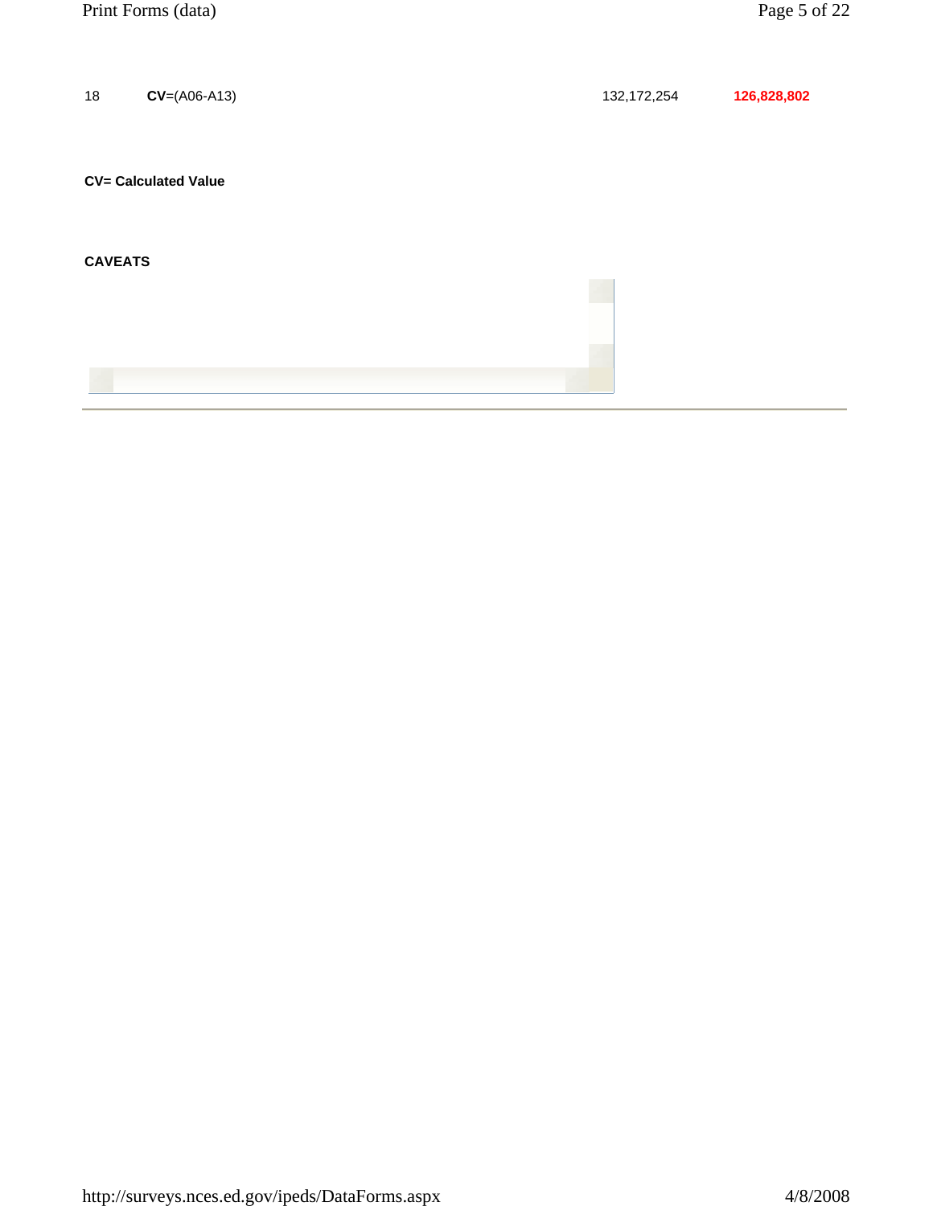| 18 | **CV**=(A06-A13) | 132,172,254 | **126,828,802** |
|---|---|---|---|

**CV= Calculated Value**

**CAVEATS**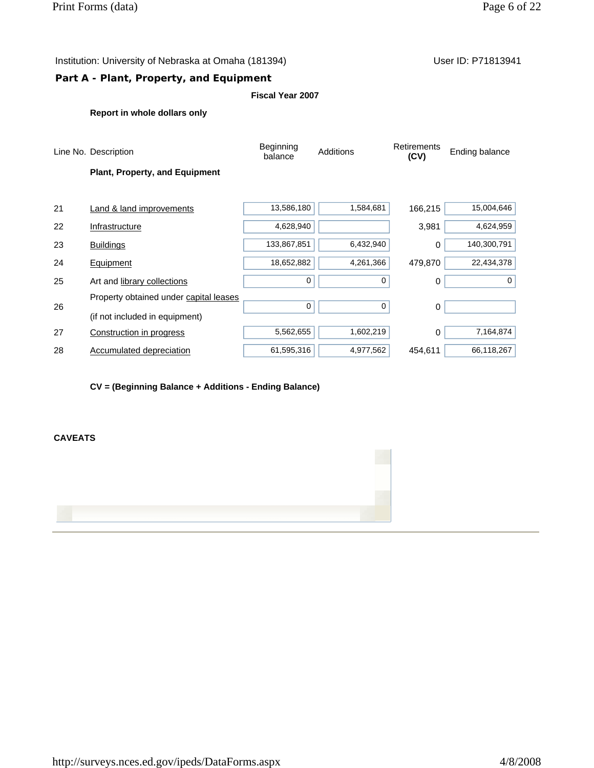Institution: University of Nebraska at Omaha (181394)

User ID: P71813941

## Part A - Plant, Property, and Equipment

**Fiscal Year 2007**

**Report in whole dollars only**

| Line No. | Description | Beginning balance | Additions | Retirements (CV) | Ending balance |
|---|---|---|---|---|---|
| | **Plant, Property, and Equipment** | | | | |
| 21 | Land & land improvements | 13,586,180 | 1,584,681 | 166,215 | 15,004,646 |
| 22 | Infrastructure | 4,628,940 | | 3,981 | 4,624,959 |
| 23 | Buildings | 133,867,851 | 6,432,940 | 0 | 140,300,791 |
| 24 | Equipment | 18,652,882 | 4,261,366 | 479,870 | 22,434,378 |
| 25 | Art and library collections | 0 | 0 | 0 | 0 |
| 26 | Property obtained under capital leases (if not included in equipment) | 0 | 0 | 0 | |
| 27 | Construction in progress | 5,562,655 | 1,602,219 | 0 | 7,164,874 |
| 28 | Accumulated depreciation | 61,595,316 | 4,977,562 | 454,611 | 66,118,267 |

**CV = (Beginning Balance + Additions - Ending Balance)**

**CAVEATS**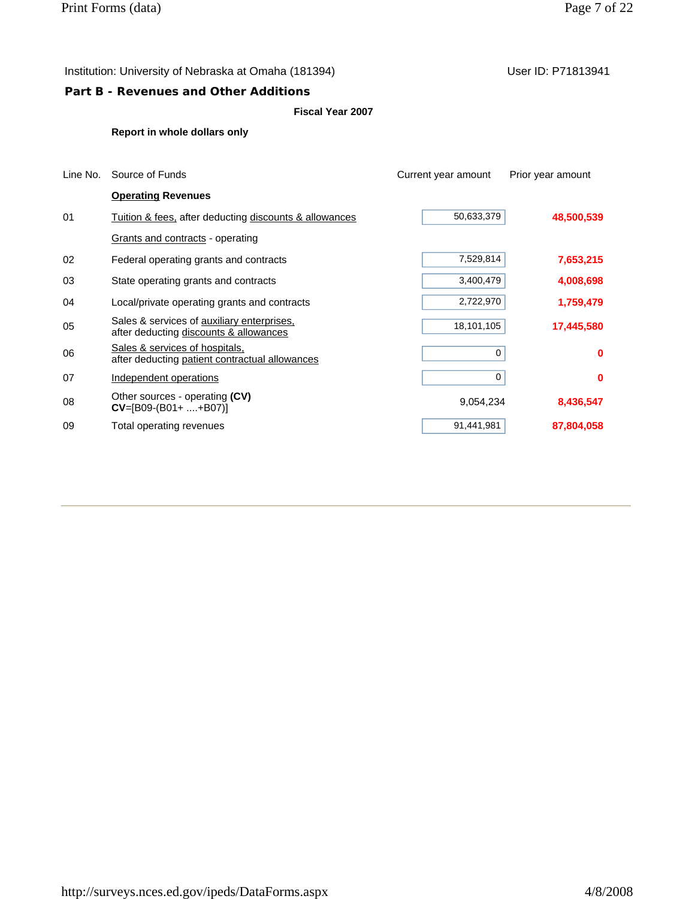Institution: University of Nebraska at Omaha (181394) User ID: P71813941

## Part B - Revenues and Other Additions

**Fiscal Year 2007**

**Report in whole dollars only**

| Line No. | Source of Funds | Current year amount | Prior year amount |
|---|---|---|---|
| | **Operating Revenues** | | |
| 01 | Tuition & fees, after deducting discounts & allowances | 50,633,379 | **48,500,539** |
| | Grants and contracts - operating | | |
| 02 | Federal operating grants and contracts | 7,529,814 | **7,653,215** |
| 03 | State operating grants and contracts | 3,400,479 | **4,008,698** |
| 04 | Local/private operating grants and contracts | 2,722,970 | **1,759,479** |
| 05 | Sales & services of auxiliary enterprises, after deducting discounts & allowances | 18,101,105 | **17,445,580** |
| 06 | Sales & services of hospitals, after deducting patient contractual allowances | 0 | **0** |
| 07 | Independent operations | 0 | **0** |
| 08 | Other sources - operating **(CV)** **CV**=[B09-(B01+ ....+B07)] | 9,054,234 | **8,436,547** |
| 09 | Total operating revenues | 91,441,981 | **87,804,058** |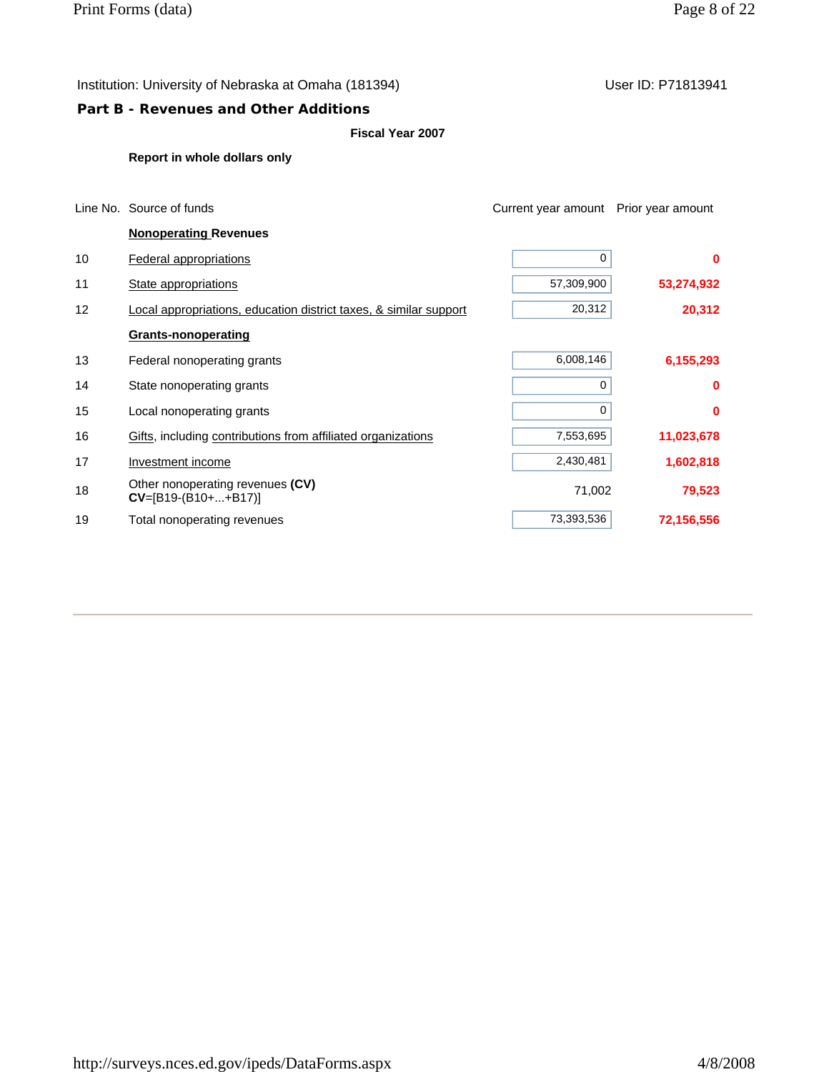Institution: University of Nebraska at Omaha (181394)  User ID: P71813941

## Part B - Revenues and Other Additions

**Fiscal Year 2007**

**Report in whole dollars only**

| Line No. | Source of funds | Current year amount | Prior year amount |
|---|---|---|---|
| | **Nonoperating Revenues** | | |
| 10 | Federal appropriations | 0 | **0** |
| 11 | State appropriations | 57,309,900 | **53,274,932** |
| 12 | Local appropriations, education district taxes, & similar support | 20,312 | **20,312** |
| | **Grants-nonoperating** | | |
| 13 | Federal nonoperating grants | 6,008,146 | **6,155,293** |
| 14 | State nonoperating grants | 0 | **0** |
| 15 | Local nonoperating grants | 0 | **0** |
| 16 | Gifts, including contributions from affiliated organizations | 7,553,695 | **11,023,678** |
| 17 | Investment income | 2,430,481 | **1,602,818** |
| 18 | Other nonoperating revenues **(CV)** **CV**=[B19-(B10+...+B17)] | 71,002 | **79,523** |
| 19 | Total nonoperating revenues | 73,393,536 | **72,156,556** |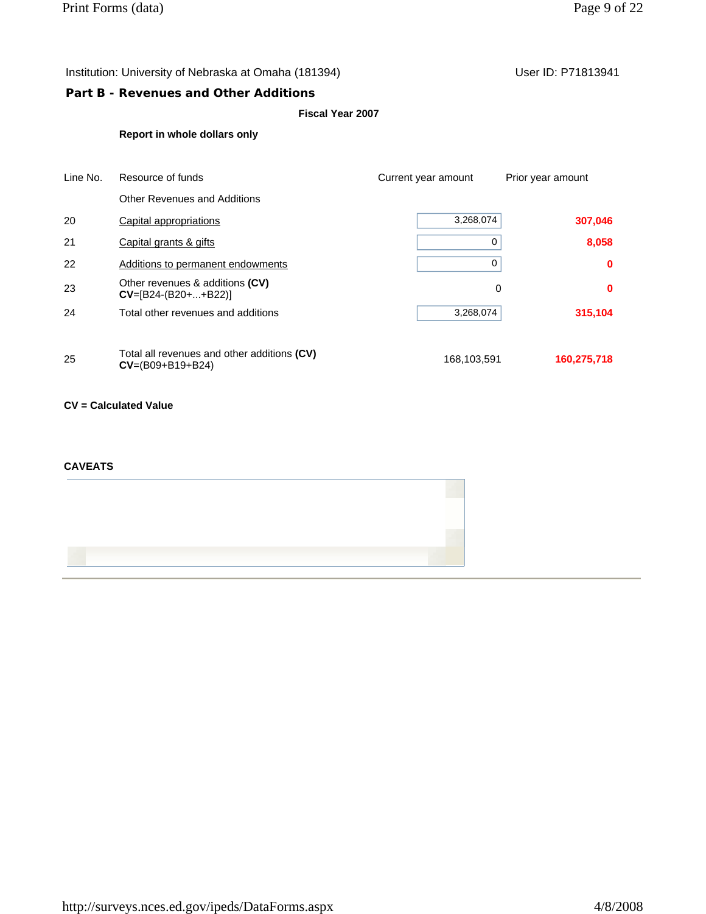Institution: University of Nebraska at Omaha (181394)    User ID: P71813941

## Part B - Revenues and Other Additions

**Fiscal Year 2007**

**Report in whole dollars only**

| Line No. | Resource of funds | Current year amount | Prior year amount |
|---|---|---|---|
| | Other Revenues and Additions | | |
| 20 | Capital appropriations | 3,268,074 | **307,046** |
| 21 | Capital grants & gifts | 0 | **8,058** |
| 22 | Additions to permanent endowments | 0 | **0** |
| 23 | Other revenues & additions **(CV)** **CV**=[B24-(B20+...+B22)] | 0 | **0** |
| 24 | Total other revenues and additions | 3,268,074 | **315,104** |
| 25 | Total all revenues and other additions **(CV)** **CV**=(B09+B19+B24) | 168,103,591 | **160,275,718** |

**CV = Calculated Value**

**CAVEATS**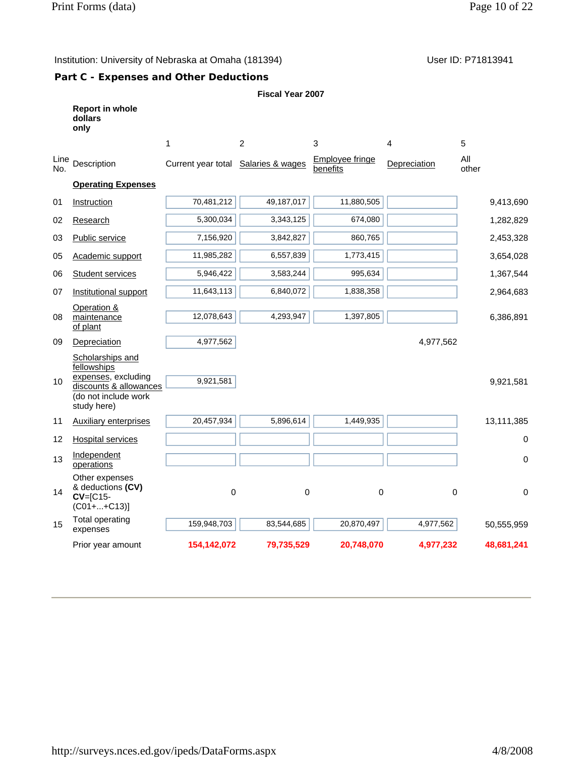Institution: University of Nebraska at Omaha (181394) User ID: P71813941

## Part C - Expenses and Other Deductions

**Fiscal Year 2007**

**Report in whole dollars only**

| Line No. | Description | 1<br>Current year total | 2<br>Salaries & wages | 3<br>Employee fringe benefits | 4<br>Depreciation | 5<br>All other |
|---|---|---|---|---|---|---|
| | **Operating Expenses** | | | | | |
| 01 | Instruction | 70,481,212 | 49,187,017 | 11,880,505 | | 9,413,690 |
| 02 | Research | 5,300,034 | 3,343,125 | 674,080 | | 1,282,829 |
| 03 | Public service | 7,156,920 | 3,842,827 | 860,765 | | 2,453,328 |
| 05 | Academic support | 11,985,282 | 6,557,839 | 1,773,415 | | 3,654,028 |
| 06 | Student services | 5,946,422 | 3,583,244 | 995,634 | | 1,367,544 |
| 07 | Institutional support | 11,643,113 | 6,840,072 | 1,838,358 | | 2,964,683 |
| 08 | Operation & maintenance of plant | 12,078,643 | 4,293,947 | 1,397,805 | | 6,386,891 |
| 09 | Depreciation | 4,977,562 | | | 4,977,562 | |
| 10 | Scholarships and fellowships expenses, excluding discounts & allowances (do not include work study here) | 9,921,581 | | | | 9,921,581 |
| 11 | Auxiliary enterprises | 20,457,934 | 5,896,614 | 1,449,935 | | 13,111,385 |
| 12 | Hospital services | | | | | 0 |
| 13 | Independent operations | | | | | 0 |
| 14 | Other expenses & deductions **(CV)** **CV**=[C15-(C01+...+C13)] | 0 | 0 | 0 | 0 | 0 |
| 15 | Total operating expenses | 159,948,703 | 83,544,685 | 20,870,497 | 4,977,562 | 50,555,959 |
| | Prior year amount | **154,142,072** | **79,735,529** | **20,748,070** | **4,977,232** | **48,681,241** |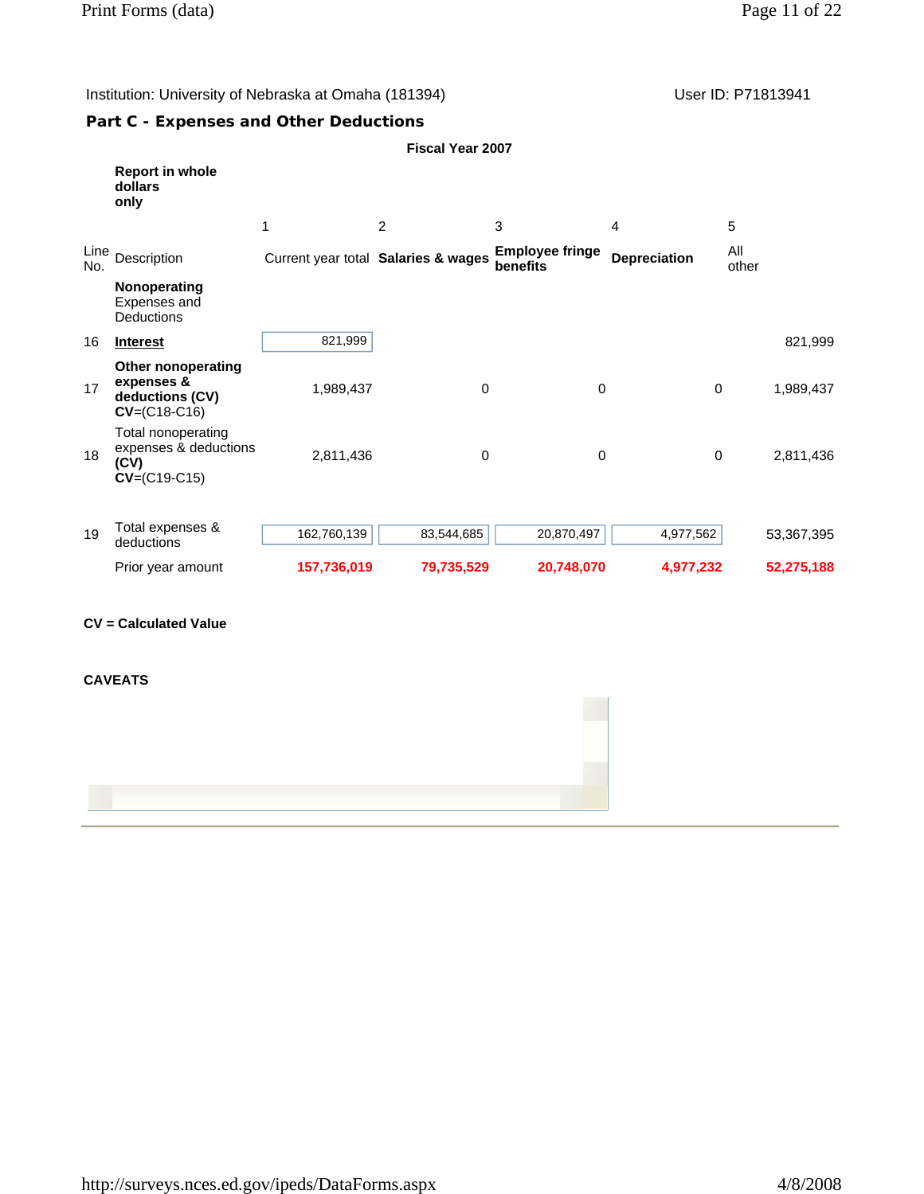Institution: University of Nebraska at Omaha (181394) User ID: P71813941

## Part C - Expenses and Other Deductions

**Fiscal Year 2007**

| Line No. | Description (**Report in whole dollars only**) | 1<br>Current year total | 2<br>**Salaries & wages** | 3<br>**Employee fringe benefits** | 4<br>**Depreciation** | 5<br>All other |
|---|---|---|---|---|---|---|
| | **Nonoperating** Expenses and Deductions | | | | | |
| 16 | **Interest** | 821,999 | | | | 821,999 |
| 17 | **Other nonoperating expenses & deductions (CV)** **CV**=(C18-C16) | 1,989,437 | 0 | 0 | 0 | 1,989,437 |
| 18 | Total nonoperating expenses & deductions **(CV)** **CV**=(C19-C15) | 2,811,436 | 0 | 0 | 0 | 2,811,436 |
| 19 | Total expenses & deductions | 162,760,139 | 83,544,685 | 20,870,497 | 4,977,562 | 53,367,395 |
| | Prior year amount | **157,736,019** | **79,735,529** | **20,748,070** | **4,977,232** | **52,275,188** |

**CV = Calculated Value**

**CAVEATS**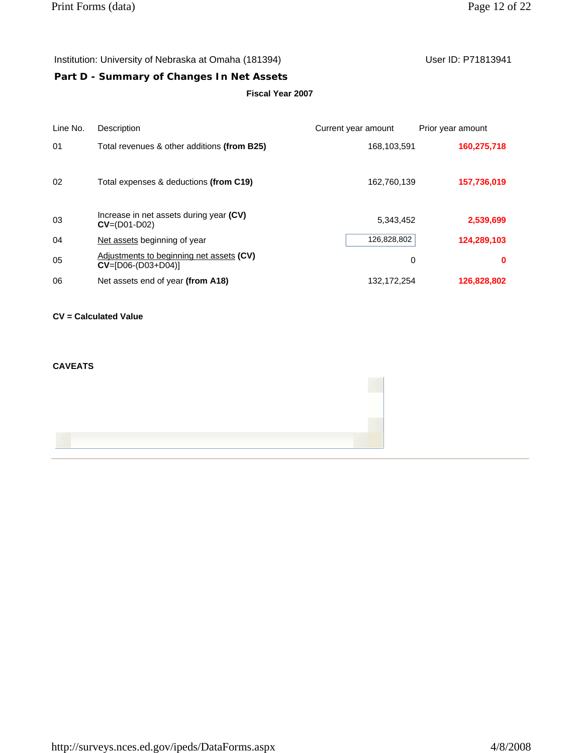Institution: University of Nebraska at Omaha (181394)

User ID: P71813941

## Part D - Summary of Changes In Net Assets

**Fiscal Year 2007**

| Line No. | Description | Current year amount | Prior year amount |
|---|---|---|---|
| 01 | Total revenues & other additions **(from B25)** | 168,103,591 | **160,275,718** |
| 02 | Total expenses & deductions **(from C19)** | 162,760,139 | **157,736,019** |
| 03 | Increase in net assets during year **(CV)** **CV**=(D01-D02) | 5,343,452 | **2,539,699** |
| 04 | Net assets beginning of year | 126,828,802 | **124,289,103** |
| 05 | Adjustments to beginning net assets **(CV)** **CV**=[D06-(D03+D04)] | 0 | **0** |
| 06 | Net assets end of year **(from A18)** | 132,172,254 | **126,828,802** |

**CV = Calculated Value**

**CAVEATS**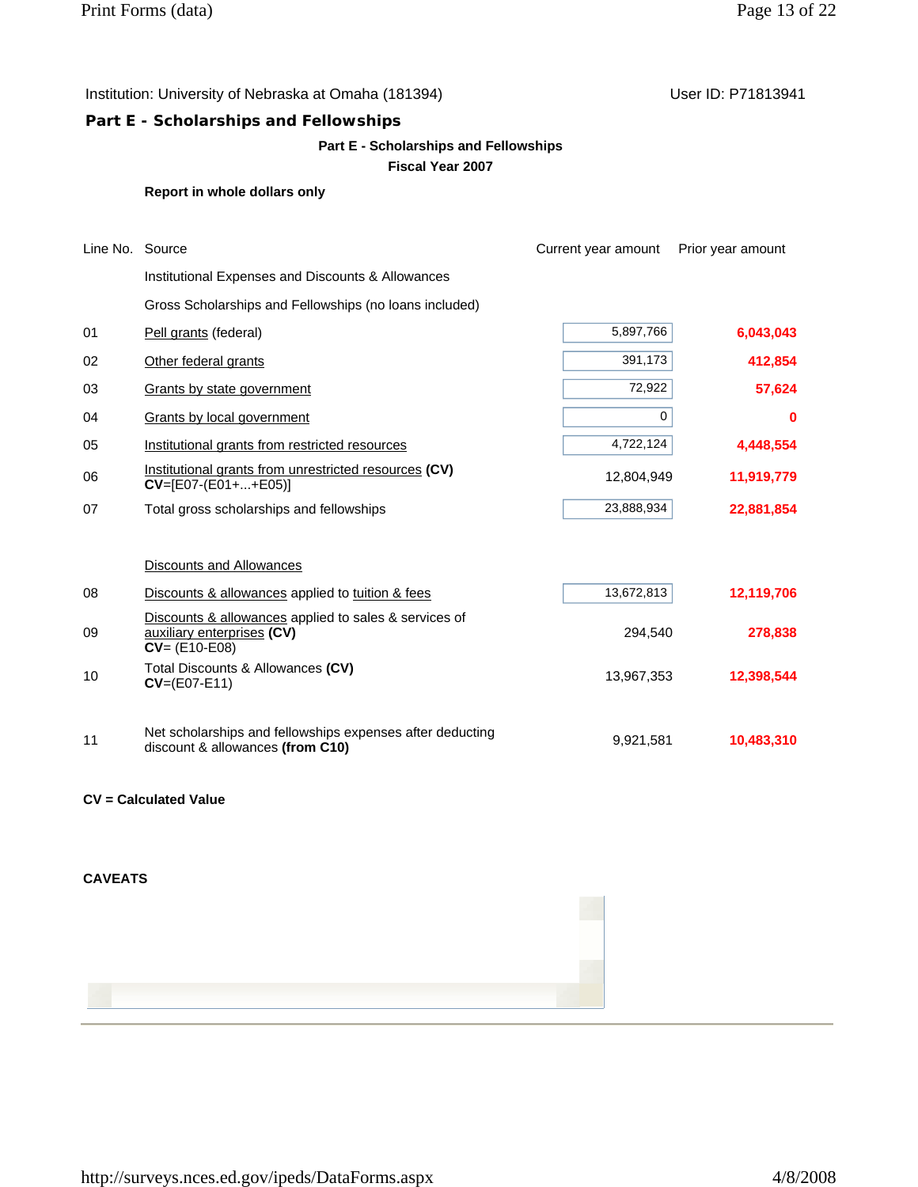Institution: University of Nebraska at Omaha (181394) User ID: P71813941

## Part E - Scholarships and Fellowships

**Part E - Scholarships and Fellowships**

**Fiscal Year 2007**

**Report in whole dollars only**

| Line No. | Source | Current year amount | Prior year amount |
|---|---|---|---|
| | Institutional Expenses and Discounts & Allowances | | |
| | Gross Scholarships and Fellowships (no loans included) | | |
| 01 | Pell grants (federal) | 5,897,766 | **6,043,043** |
| 02 | Other federal grants | 391,173 | **412,854** |
| 03 | Grants by state government | 72,922 | **57,624** |
| 04 | Grants by local government | 0 | **0** |
| 05 | Institutional grants from restricted resources | 4,722,124 | **4,448,554** |
| 06 | Institutional grants from unrestricted resources **(CV)** **CV**=[E07-(E01+...+E05)] | 12,804,949 | **11,919,779** |
| 07 | Total gross scholarships and fellowships | 23,888,934 | **22,881,854** |
| | Discounts and Allowances | | |
| 08 | Discounts & allowances applied to tuition & fees | 13,672,813 | **12,119,706** |
| 09 | Discounts & allowances applied to sales & services of auxiliary enterprises **(CV)** **CV**= (E10-E08) | 294,540 | **278,838** |
| 10 | Total Discounts & Allowances **(CV)** **CV**=(E07-E11) | 13,967,353 | **12,398,544** |
| 11 | Net scholarships and fellowships expenses after deducting discount & allowances **(from C10)** | 9,921,581 | **10,483,310** |

**CV = Calculated Value**

**CAVEATS**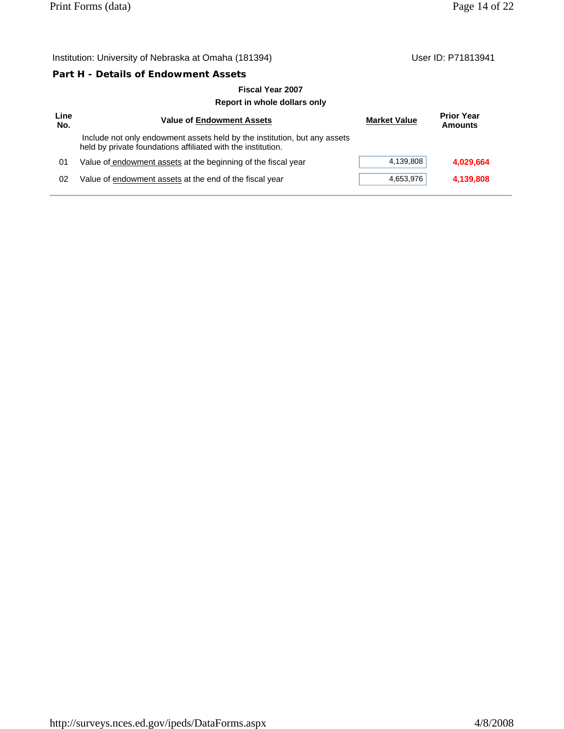Institution: University of Nebraska at Omaha (181394) User ID: P71813941

## Part H - Details of Endowment Assets

**Fiscal Year 2007**

**Report in whole dollars only**

| Line No. | Value of Endowment Assets | Market Value | Prior Year Amounts |
|---|---|---|---|
| | Include not only endowment assets held by the institution, but any assets held by private foundations affiliated with the institution. | | |
| 01 | Value of endowment assets at the beginning of the fiscal year | 4,139,808 | **4,029,664** |
| 02 | Value of endowment assets at the end of the fiscal year | 4,653,976 | **4,139,808** |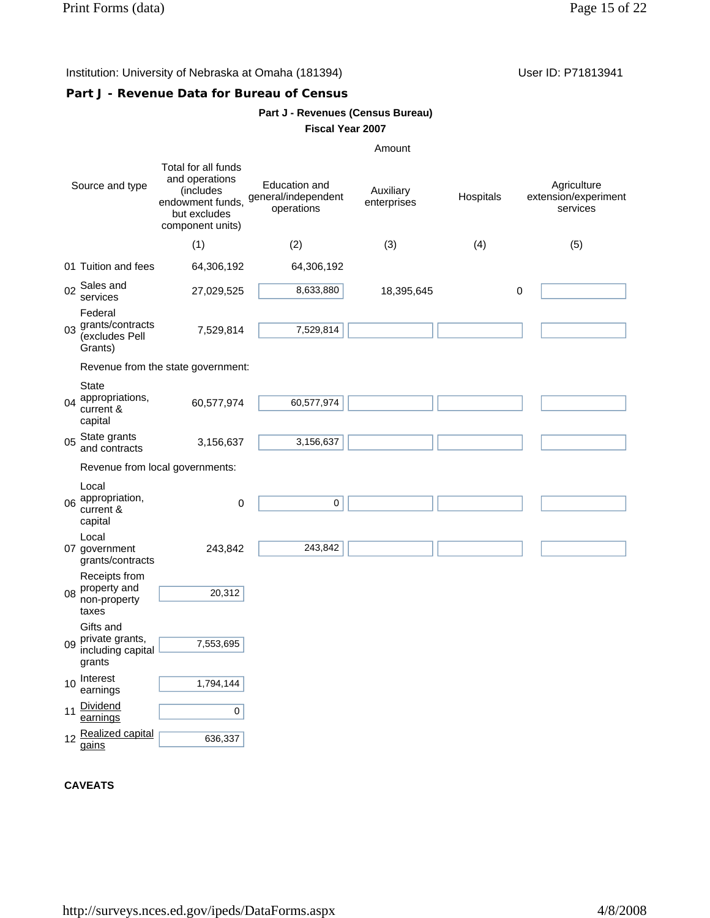Institution: University of Nebraska at Omaha (181394) User ID: P71813941

## Part J - Revenue Data for Bureau of Census

**Part J - Revenues (Census Bureau)**

**Fiscal Year 2007**

| | Amount | | | | |
|---|---|---|---|---|---|
| Source and type | Total for all funds and operations (includes endowment funds, but excludes component units) | Education and general/independent operations | Auxiliary enterprises | Hospitals | Agriculture extension/experiment services |
| | (1) | (2) | (3) | (4) | (5) |
| 01 Tuition and fees | 64,306,192 | 64,306,192 | | | |
| 02 Sales and services | 27,029,525 | 8,633,880 | 18,395,645 | 0 | |
| 03 Federal grants/contracts (excludes Pell Grants) | 7,529,814 | 7,529,814 | | | |
| Revenue from the state government: | | | | | |
| 04 State appropriations, current & capital | 60,577,974 | 60,577,974 | | | |
| 05 State grants and contracts | 3,156,637 | 3,156,637 | | | |
| Revenue from local governments: | | | | | |
| 06 Local appropriation, current & capital | 0 | 0 | | | |
| 07 Local government grants/contracts | 243,842 | 243,842 | | | |
| 08 Receipts from property and non-property taxes | 20,312 | | | | |
| 09 Gifts and private grants, including capital grants | 7,553,695 | | | | |
| 10 Interest earnings | 1,794,144 | | | | |
| 11 Dividend earnings | 0 | | | | |
| 12 Realized capital gains | 636,337 | | | | |

**CAVEATS**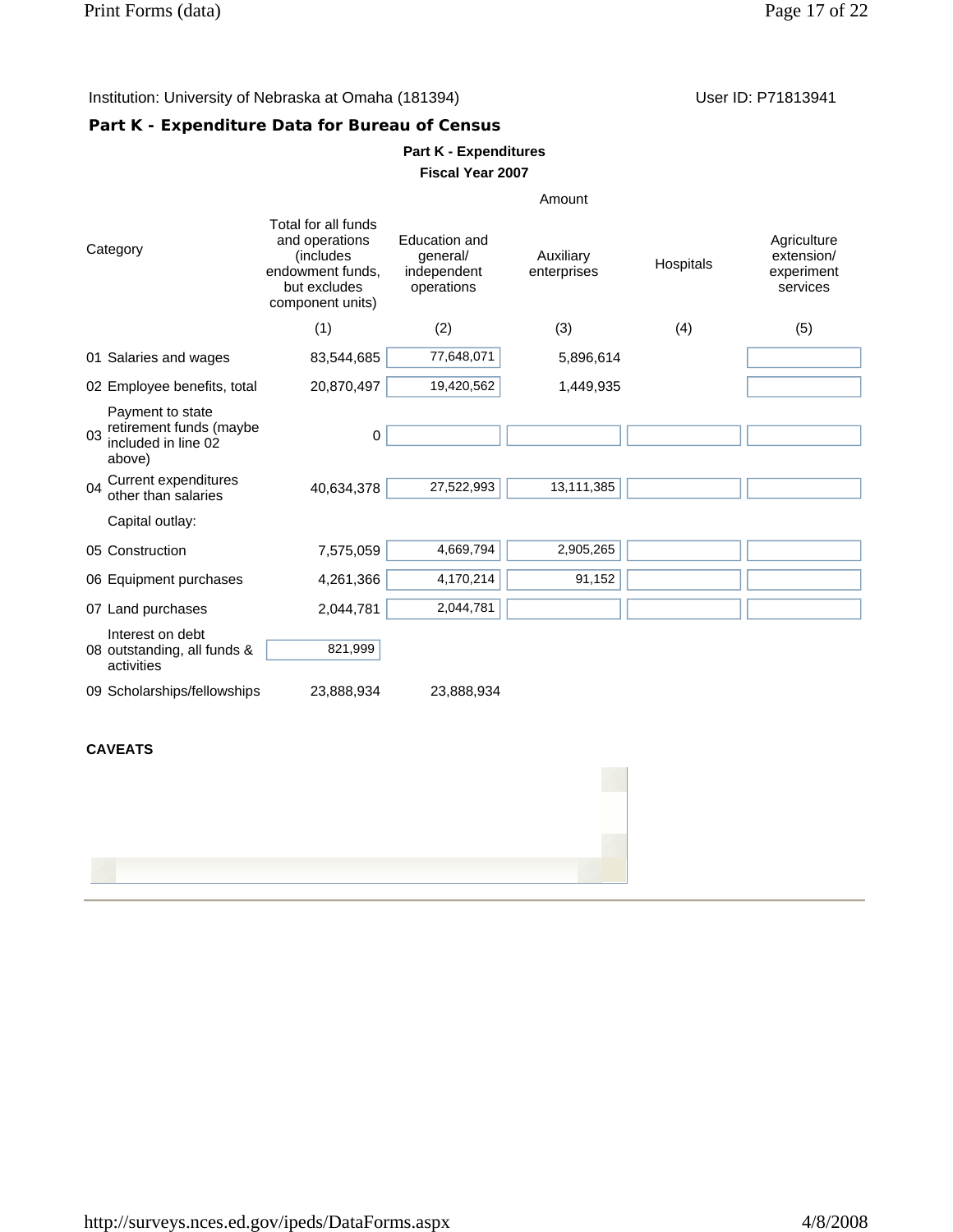Institution: University of Nebraska at Omaha (181394)

User ID: P71813941

## Part K - Expenditure Data for Bureau of Census

**Part K - Expenditures**

**Fiscal Year 2007**

| Category | Amount | | | | |
|---|---|---|---|---|---|
| | Total for all funds and operations (includes endowment funds, but excludes component units) | Education and general/ independent operations | Auxiliary enterprises | Hospitals | Agriculture extension/ experiment services |
| | (1) | (2) | (3) | (4) | (5) |
| 01 Salaries and wages | 83,544,685 | 77,648,071 | 5,896,614 | | |
| 02 Employee benefits, total | 20,870,497 | 19,420,562 | 1,449,935 | | |
| 03 Payment to state retirement funds (maybe included in line 02 above) | 0 | | | | |
| 04 Current expenditures other than salaries | 40,634,378 | 27,522,993 | 13,111,385 | | |
| Capital outlay: | | | | | |
| 05 Construction | 7,575,059 | 4,669,794 | 2,905,265 | | |
| 06 Equipment purchases | 4,261,366 | 4,170,214 | 91,152 | | |
| 07 Land purchases | 2,044,781 | 2,044,781 | | | |
| 08 Interest on debt outstanding, all funds & activities | 821,999 | | | | |
| 09 Scholarships/fellowships | 23,888,934 | 23,888,934 | | | |

**CAVEATS**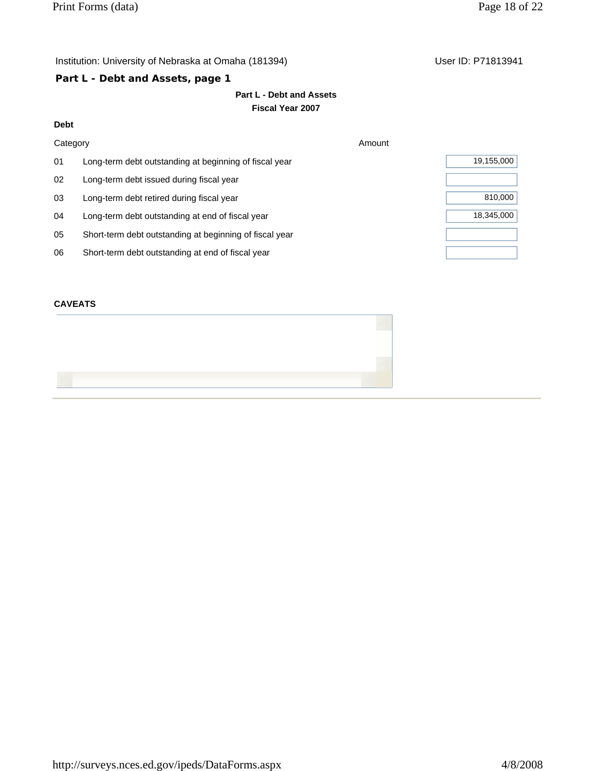Institution: University of Nebraska at Omaha (181394)

User ID: P71813941

## Part L - Debt and Assets, page 1

**Part L - Debt and Assets**

**Fiscal Year 2007**

**Debt**

| | Category | Amount |
|---|---|---|
| 01 | Long-term debt outstanding at beginning of fiscal year | 19,155,000 |
| 02 | Long-term debt issued during fiscal year | |
| 03 | Long-term debt retired during fiscal year | 810,000 |
| 04 | Long-term debt outstanding at end of fiscal year | 18,345,000 |
| 05 | Short-term debt outstanding at beginning of fiscal year | |
| 06 | Short-term debt outstanding at end of fiscal year | |

**CAVEATS**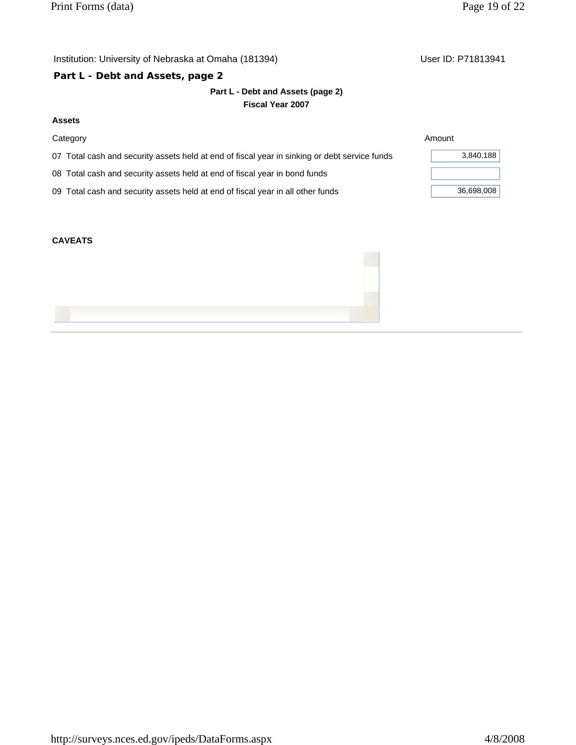Institution: University of Nebraska at Omaha (181394)

User ID: P71813941

## Part L - Debt and Assets, page 2

**Part L - Debt and Assets (page 2)**

**Fiscal Year 2007**

### Assets

| Category | Amount |
| --- | --- |
| 07 Total cash and security assets held at end of fiscal year in sinking or debt service funds | 3,840,188 |
| 08 Total cash and security assets held at end of fiscal year in bond funds | |
| 09 Total cash and security assets held at end of fiscal year in all other funds | 36,698,008 |

### CAVEATS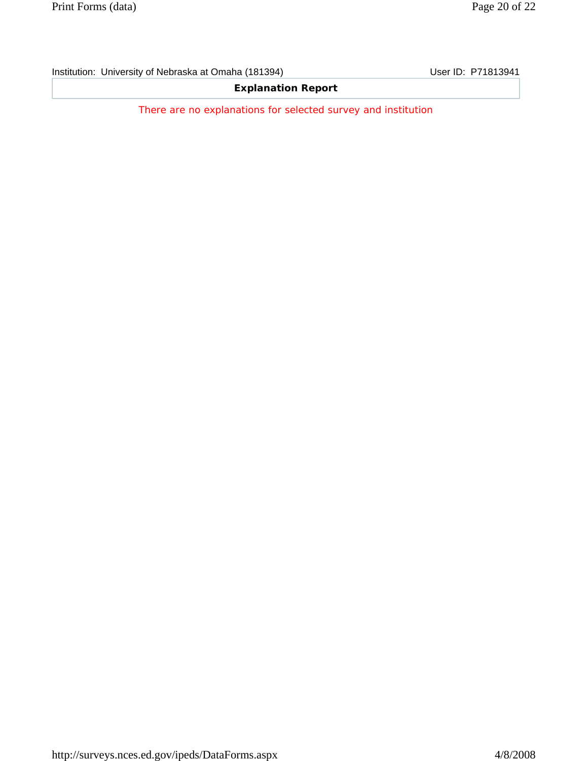Institution: University of Nebraska at Omaha (181394) User ID: P71813941

**Explanation Report**

There are no explanations for selected survey and institution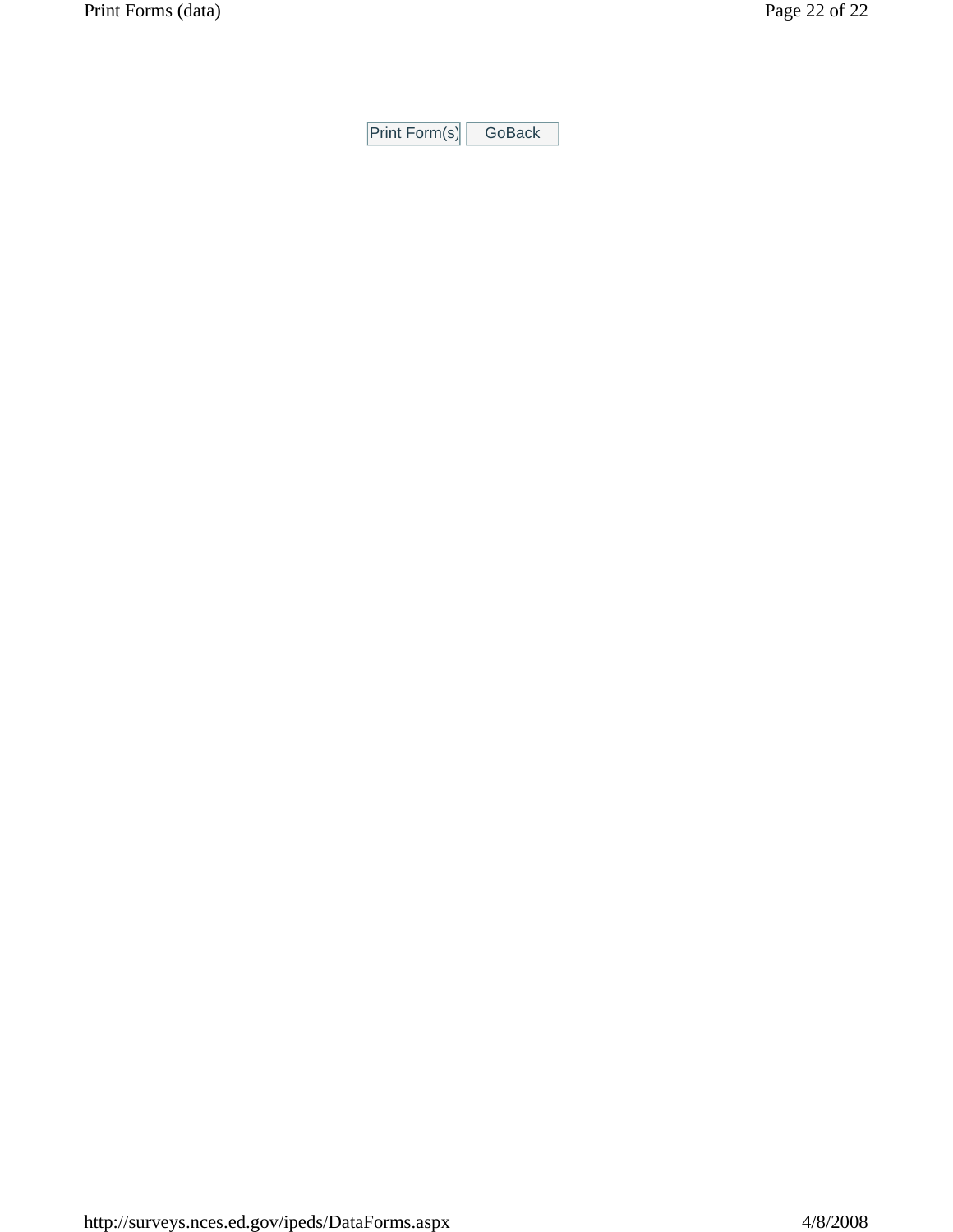Print Form(s) GoBack